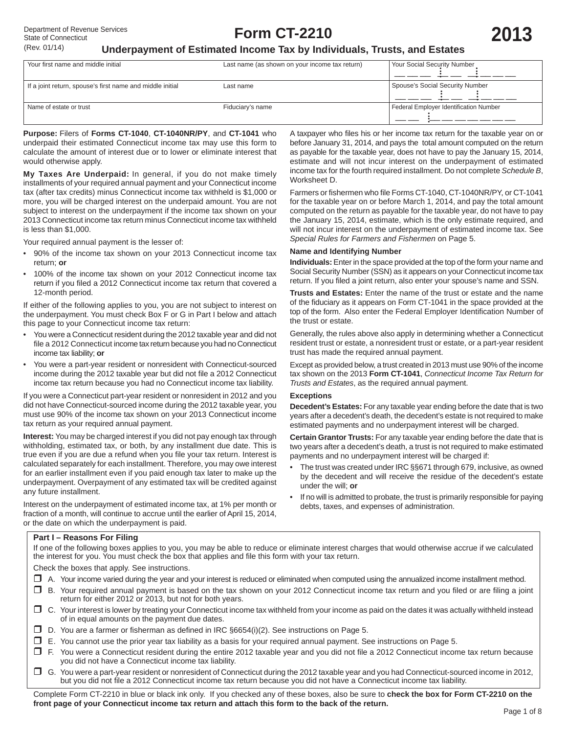Department of Revenue Services
State of Connecticut
(Rev. 01/14)

# Form CT-2210

# 2013

## Underpayment of Estimated Income Tax by Individuals, Trusts, and Estates

| Your first name and middle initial | Last name (as shown on your income tax return) | Your Social Security Number |
|---|---|---|
| If a joint return, spouse's first name and middle initial | Last name | Spouse's Social Security Number |
| Name of estate or trust | Fiduciary's name | Federal Employer Identification Number |

**Purpose:** Filers of **Forms CT-1040**, **CT-1040NR/PY**, and **CT-1041** who underpaid their estimated Connecticut income tax may use this form to calculate the amount of interest due or to lower or eliminate interest that would otherwise apply.

**My Taxes Are Underpaid:** In general, if you do not make timely installments of your required annual payment and your Connecticut income tax (after tax credits) minus Connecticut income tax withheld is $1,000 or more, you will be charged interest on the underpaid amount. You are not subject to interest on the underpayment if the income tax shown on your 2013 Connecticut income tax return minus Connecticut income tax withheld is less than $1,000.

Your required annual payment is the lesser of:

- 90% of the income tax shown on your 2013 Connecticut income tax return; **or**
- 100% of the income tax shown on your 2012 Connecticut income tax return if you filed a 2012 Connecticut income tax return that covered a 12-month period.

If either of the following applies to you, you are not subject to interest on the underpayment. You must check Box F or G in Part I below and attach this page to your Connecticut income tax return:

- You were a Connecticut resident during the 2012 taxable year and did not file a 2012 Connecticut income tax return because you had no Connecticut income tax liability; **or**
- You were a part-year resident or nonresident with Connecticut-sourced income during the 2012 taxable year but did not file a 2012 Connecticut income tax return because you had no Connecticut income tax liability.

If you were a Connecticut part-year resident or nonresident in 2012 and you did not have Connecticut-sourced income during the 2012 taxable year, you must use 90% of the income tax shown on your 2013 Connecticut income tax return as your required annual payment.

**Interest:** You may be charged interest if you did not pay enough tax through withholding, estimated tax, or both, by any installment due date. This is true even if you are due a refund when you file your tax return. Interest is calculated separately for each installment. Therefore, you may owe interest for an earlier installment even if you paid enough tax later to make up the underpayment. Overpayment of any estimated tax will be credited against any future installment.

Interest on the underpayment of estimated income tax, at 1% per month or fraction of a month, will continue to accrue until the earlier of April 15, 2014, or the date on which the underpayment is paid.

A taxpayer who files his or her income tax return for the taxable year on or before January 31, 2014, and pays the total amount computed on the return as payable for the taxable year, does not have to pay the January 15, 2014, estimate and will not incur interest on the underpayment of estimated income tax for the fourth required installment. Do not complete *Schedule B*, Worksheet D.

Farmers or fishermen who file Forms CT-1040, CT-1040NR/PY, or CT-1041 for the taxable year on or before March 1, 2014, and pay the total amount computed on the return as payable for the taxable year, do not have to pay the January 15, 2014, estimate, which is the only estimate required, and will not incur interest on the underpayment of estimated income tax. See *Special Rules for Farmers and Fishermen* on Page 5.

**Name and Identifying Number**

**Individuals:** Enter in the space provided at the top of the form your name and Social Security Number (SSN) as it appears on your Connecticut income tax return. If you filed a joint return, also enter your spouse's name and SSN.

**Trusts and Estates:** Enter the name of the trust or estate and the name of the fiduciary as it appears on Form CT-1041 in the space provided at the top of the form. Also enter the Federal Employer Identification Number of the trust or estate.

Generally, the rules above also apply in determining whether a Connecticut resident trust or estate, a nonresident trust or estate, or a part-year resident trust has made the required annual payment.

Except as provided below, a trust created in 2013 must use 90% of the income tax shown on the 2013 **Form CT-1041**, *Connecticut Income Tax Return for Trusts and Estates*, as the required annual payment.

**Exceptions**

**Decedent's Estates:** For any taxable year ending before the date that is two years after a decedent's death, the decedent's estate is not required to make estimated payments and no underpayment interest will be charged.

**Certain Grantor Trusts:** For any taxable year ending before the date that is two years after a decedent's death, a trust is not required to make estimated payments and no underpayment interest will be charged if:

- The trust was created under IRC §§671 through 679, inclusive, as owned by the decedent and will receive the residue of the decedent's estate under the will; **or**
- If no will is admitted to probate, the trust is primarily responsible for paying debts, taxes, and expenses of administration.

### Part I – Reasons For Filing

If one of the following boxes applies to you, you may be able to reduce or eliminate interest charges that would otherwise accrue if we calculated the interest for you. You must check the box that applies and file this form with your tax return.

Check the boxes that apply. See instructions.

- ☐ A. Your income varied during the year and your interest is reduced or eliminated when computed using the annualized income installment method.
- ☐ B. Your required annual payment is based on the tax shown on your 2012 Connecticut income tax return and you filed or are filing a joint return for either 2012 or 2013, but not for both years.
- ☐ C. Your interest is lower by treating your Connecticut income tax withheld from your income as paid on the dates it was actually withheld instead of in equal amounts on the payment due dates.
- ☐ D. You are a farmer or fisherman as defined in IRC §6654(i)(2). See instructions on Page 5.
- ☐ E. You cannot use the prior year tax liability as a basis for your required annual payment. See instructions on Page 5.
- ☐ F. You were a Connecticut resident during the entire 2012 taxable year and you did not file a 2012 Connecticut income tax return because you did not have a Connecticut income tax liability.
- ☐ G. You were a part-year resident or nonresident of Connecticut during the 2012 taxable year and you had Connecticut-sourced income in 2012, but you did not file a 2012 Connecticut income tax return because you did not have a Connecticut income tax liability.

Complete Form CT-2210 in blue or black ink only. If you checked any of these boxes, also be sure to **check the box for Form CT-2210 on the front page of your Connecticut income tax return and attach this form to the back of the return.**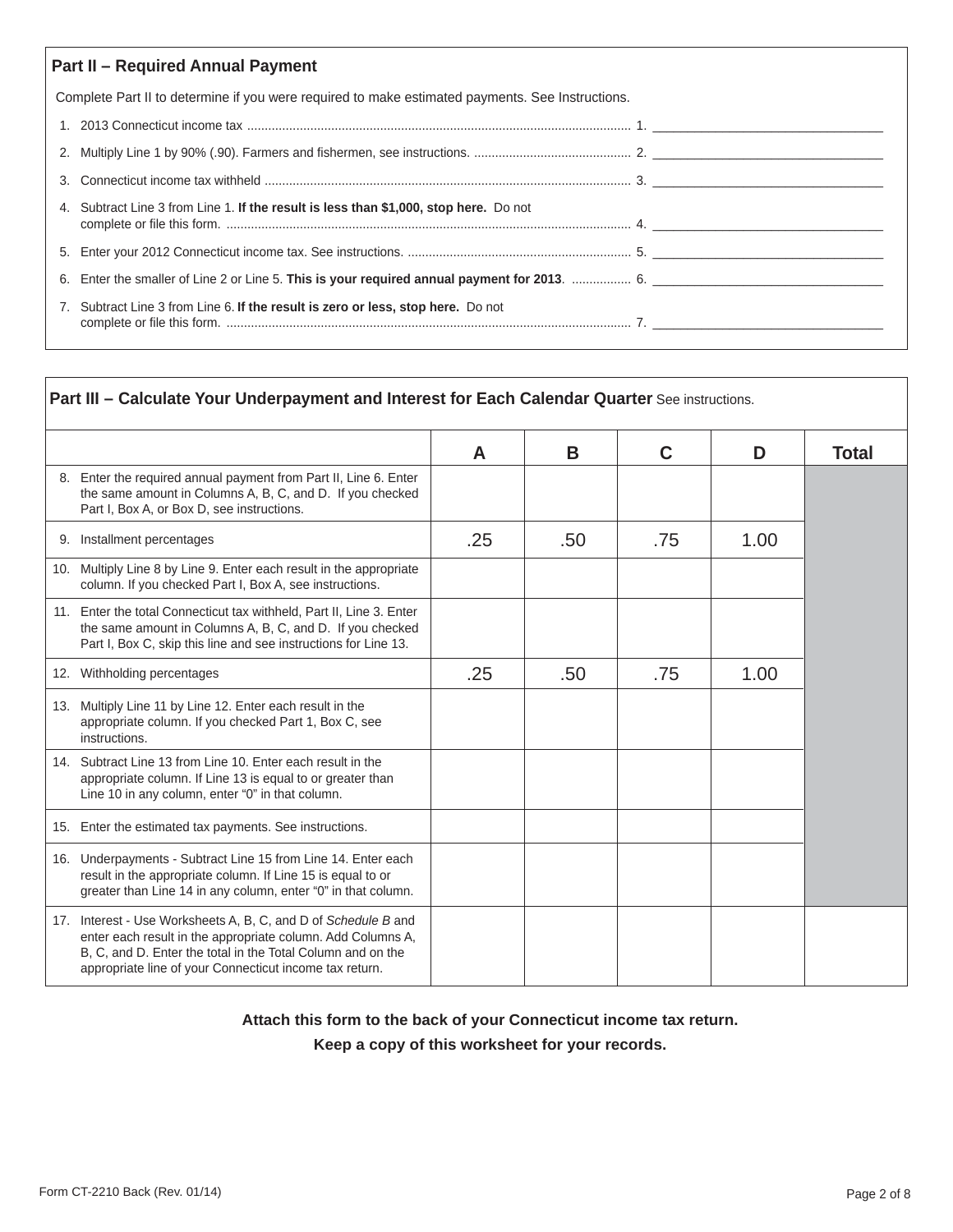## Part II – Required Annual Payment

Complete Part II to determine if you were required to make estimated payments. See Instructions.

1. 2013 Connecticut income tax .................................................................................................... 1. ________________________________
2. Multiply Line 1 by 90% (.90). Farmers and fishermen, see instructions. ............................................. 2. ________________________________
3. Connecticut income tax withheld ........................................................................................................ 3. ________________________________
4. Subtract Line 3 from Line 1. **If the result is less than $1,000, stop here.** Do not complete or file this form. .................................................................................................................... 4. ________________________________
5. Enter your 2012 Connecticut income tax. See instructions. ................................................................ 5. ________________________________
6. Enter the smaller of Line 2 or Line 5. **This is your required annual payment for 2013**. ................. 6. ________________________________
7. Subtract Line 3 from Line 6. **If the result is zero or less, stop here.** Do not complete or file this form. .................................................................................................................... 7. ________________________________

## Part III – Calculate Your Underpayment and Interest for Each Calendar Quarter See instructions.

| | A | B | C | D | Total |
|---|---|---|---|---|---|
| 8. Enter the required annual payment from Part II, Line 6. Enter the same amount in Columns A, B, C, and D. If you checked Part I, Box A, or Box D, see instructions. | | | | | |
| 9. Installment percentages | .25 | .50 | .75 | 1.00 | |
| 10. Multiply Line 8 by Line 9. Enter each result in the appropriate column. If you checked Part I, Box A, see instructions. | | | | | |
| 11. Enter the total Connecticut tax withheld, Part II, Line 3. Enter the same amount in Columns A, B, C, and D. If you checked Part I, Box C, skip this line and see instructions for Line 13. | | | | | |
| 12. Withholding percentages | .25 | .50 | .75 | 1.00 | |
| 13. Multiply Line 11 by Line 12. Enter each result in the appropriate column. If you checked Part 1, Box C, see instructions. | | | | | |
| 14. Subtract Line 13 from Line 10. Enter each result in the appropriate column. If Line 13 is equal to or greater than Line 10 in any column, enter "0" in that column. | | | | | |
| 15. Enter the estimated tax payments. See instructions. | | | | | |
| 16. Underpayments - Subtract Line 15 from Line 14. Enter each result in the appropriate column. If Line 15 is equal to or greater than Line 14 in any column, enter "0" in that column. | | | | | |
| 17. Interest - Use Worksheets A, B, C, and D of *Schedule B* and enter each result in the appropriate column. Add Columns A, B, C, and D. Enter the total in the Total Column and on the appropriate line of your Connecticut income tax return. | | | | | |

**Attach this form to the back of your Connecticut income tax return.**

**Keep a copy of this worksheet for your records.**

Form CT-2210 Back (Rev. 01/14)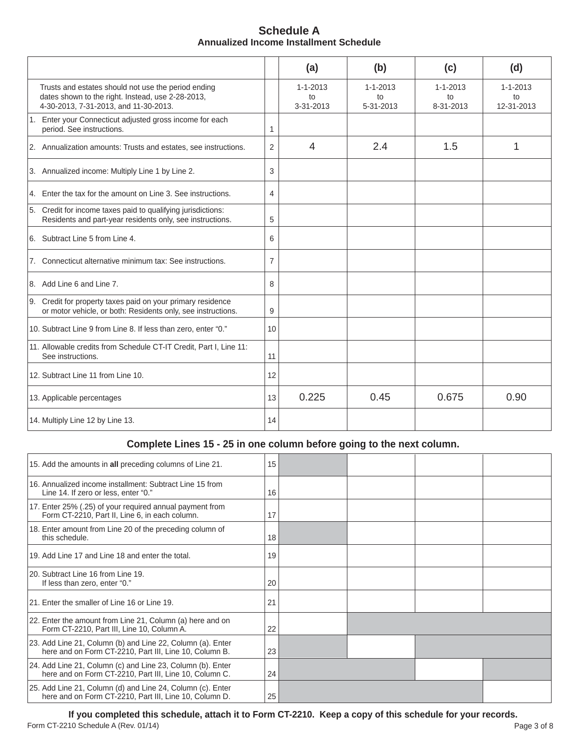# Schedule A

## Annualized Income Installment Schedule

| | | (a) | (b) | (c) | (d) |
|---|---|---|---|---|---|
| Trusts and estates should not use the period ending dates shown to the right. Instead, use 2-28-2013, 4-30-2013, 7-31-2013, and 11-30-2013. | | 1-1-2013 to 3-31-2013 | 1-1-2013 to 5-31-2013 | 1-1-2013 to 8-31-2013 | 1-1-2013 to 12-31-2013 |
| 1. Enter your Connecticut adjusted gross income for each period. See instructions. | 1 | | | | |
| 2. Annualization amounts: Trusts and estates, see instructions. | 2 | 4 | 2.4 | 1.5 | 1 |
| 3. Annualized income: Multiply Line 1 by Line 2. | 3 | | | | |
| 4. Enter the tax for the amount on Line 3. See instructions. | 4 | | | | |
| 5. Credit for income taxes paid to qualifying jurisdictions: Residents and part-year residents only, see instructions. | 5 | | | | |
| 6. Subtract Line 5 from Line 4. | 6 | | | | |
| 7. Connecticut alternative minimum tax: See instructions. | 7 | | | | |
| 8. Add Line 6 and Line 7. | 8 | | | | |
| 9. Credit for property taxes paid on your primary residence or motor vehicle, or both: Residents only, see instructions. | 9 | | | | |
| 10. Subtract Line 9 from Line 8. If less than zero, enter "0." | 10 | | | | |
| 11. Allowable credits from Schedule CT-IT Credit, Part I, Line 11: See instructions. | 11 | | | | |
| 12. Subtract Line 11 from Line 10. | 12 | | | | |
| 13. Applicable percentages | 13 | 0.225 | 0.45 | 0.675 | 0.90 |
| 14. Multiply Line 12 by Line 13. | 14 | | | | |

**Complete Lines 15 - 25 in one column before going to the next column.**

| | | (a) | (b) | (c) | (d) |
|---|---|---|---|---|---|
| 15. Add the amounts in **all** preceding columns of Line 21. | 15 | | | | |
| 16. Annualized income installment: Subtract Line 15 from Line 14. If zero or less, enter "0." | 16 | | | | |
| 17. Enter 25% (.25) of your required annual payment from Form CT-2210, Part II, Line 6, in each column. | 17 | | | | |
| 18. Enter amount from Line 20 of the preceding column of this schedule. | 18 | | | | |
| 19. Add Line 17 and Line 18 and enter the total. | 19 | | | | |
| 20. Subtract Line 16 from Line 19. If less than zero, enter "0." | 20 | | | | |
| 21. Enter the smaller of Line 16 or Line 19. | 21 | | | | |
| 22. Enter the amount from Line 21, Column (a) here and on Form CT-2210, Part III, Line 10, Column A. | 22 | | | | |
| 23. Add Line 21, Column (b) and Line 22, Column (a). Enter here and on Form CT-2210, Part III, Line 10, Column B. | 23 | | | | |
| 24. Add Line 21, Column (c) and Line 23, Column (b). Enter here and on Form CT-2210, Part III, Line 10, Column C. | 24 | | | | |
| 25. Add Line 21, Column (d) and Line 24, Column (c). Enter here and on Form CT-2210, Part III, Line 10, Column D. | 25 | | | | |

**If you completed this schedule, attach it to Form CT-2210. Keep a copy of this schedule for your records.**

Form CT-2210 Schedule A (Rev. 01/14)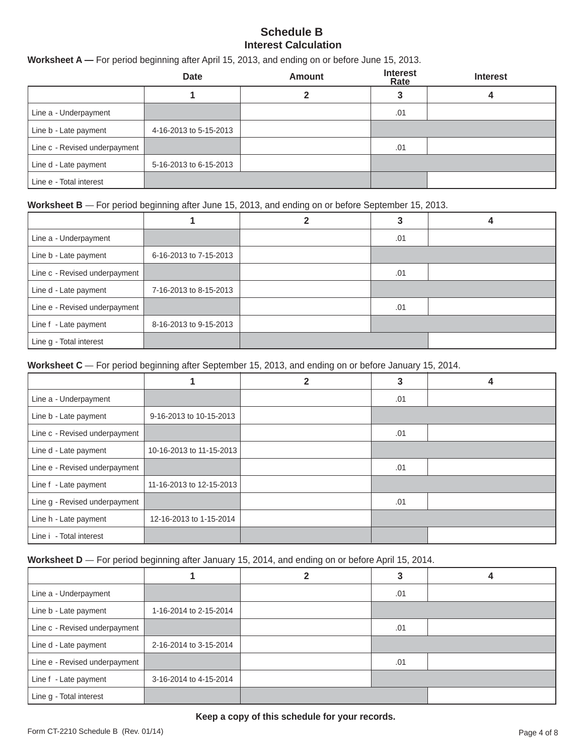# Schedule B
## Interest Calculation

**Worksheet A —** For period beginning after April 15, 2013, and ending on or before June 15, 2013.

| | Date | Amount | Interest Rate | Interest |
|---|---|---|---|---|
| | 1 | 2 | 3 | 4 |
| Line a - Underpayment | | | .01 | |
| Line b - Late payment | 4-16-2013 to 5-15-2013 | | | |
| Line c - Revised underpayment | | | .01 | |
| Line d - Late payment | 5-16-2013 to 6-15-2013 | | | |
| Line e - Total interest | | | | |

**Worksheet B** — For period beginning after June 15, 2013, and ending on or before September 15, 2013.

| | 1 | 2 | 3 | 4 |
|---|---|---|---|---|
| Line a - Underpayment | | | .01 | |
| Line b - Late payment | 6-16-2013 to 7-15-2013 | | | |
| Line c - Revised underpayment | | | .01 | |
| Line d - Late payment | 7-16-2013 to 8-15-2013 | | | |
| Line e - Revised underpayment | | | .01 | |
| Line f - Late payment | 8-16-2013 to 9-15-2013 | | | |
| Line g - Total interest | | | | |

**Worksheet C** — For period beginning after September 15, 2013, and ending on or before January 15, 2014.

| | 1 | 2 | 3 | 4 |
|---|---|---|---|---|
| Line a - Underpayment | | | .01 | |
| Line b - Late payment | 9-16-2013 to 10-15-2013 | | | |
| Line c - Revised underpayment | | | .01 | |
| Line d - Late payment | 10-16-2013 to 11-15-2013 | | | |
| Line e - Revised underpayment | | | .01 | |
| Line f - Late payment | 11-16-2013 to 12-15-2013 | | | |
| Line g - Revised underpayment | | | .01 | |
| Line h - Late payment | 12-16-2013 to 1-15-2014 | | | |
| Line i - Total interest | | | | |

**Worksheet D** — For period beginning after January 15, 2014, and ending on or before April 15, 2014.

| | 1 | 2 | 3 | 4 |
|---|---|---|---|---|
| Line a - Underpayment | | | .01 | |
| Line b - Late payment | 1-16-2014 to 2-15-2014 | | | |
| Line c - Revised underpayment | | | .01 | |
| Line d - Late payment | 2-16-2014 to 3-15-2014 | | | |
| Line e - Revised underpayment | | | .01 | |
| Line f - Late payment | 3-16-2014 to 4-15-2014 | | | |
| Line g - Total interest | | | | |

**Keep a copy of this schedule for your records.**

Form CT-2210 Schedule B (Rev. 01/14)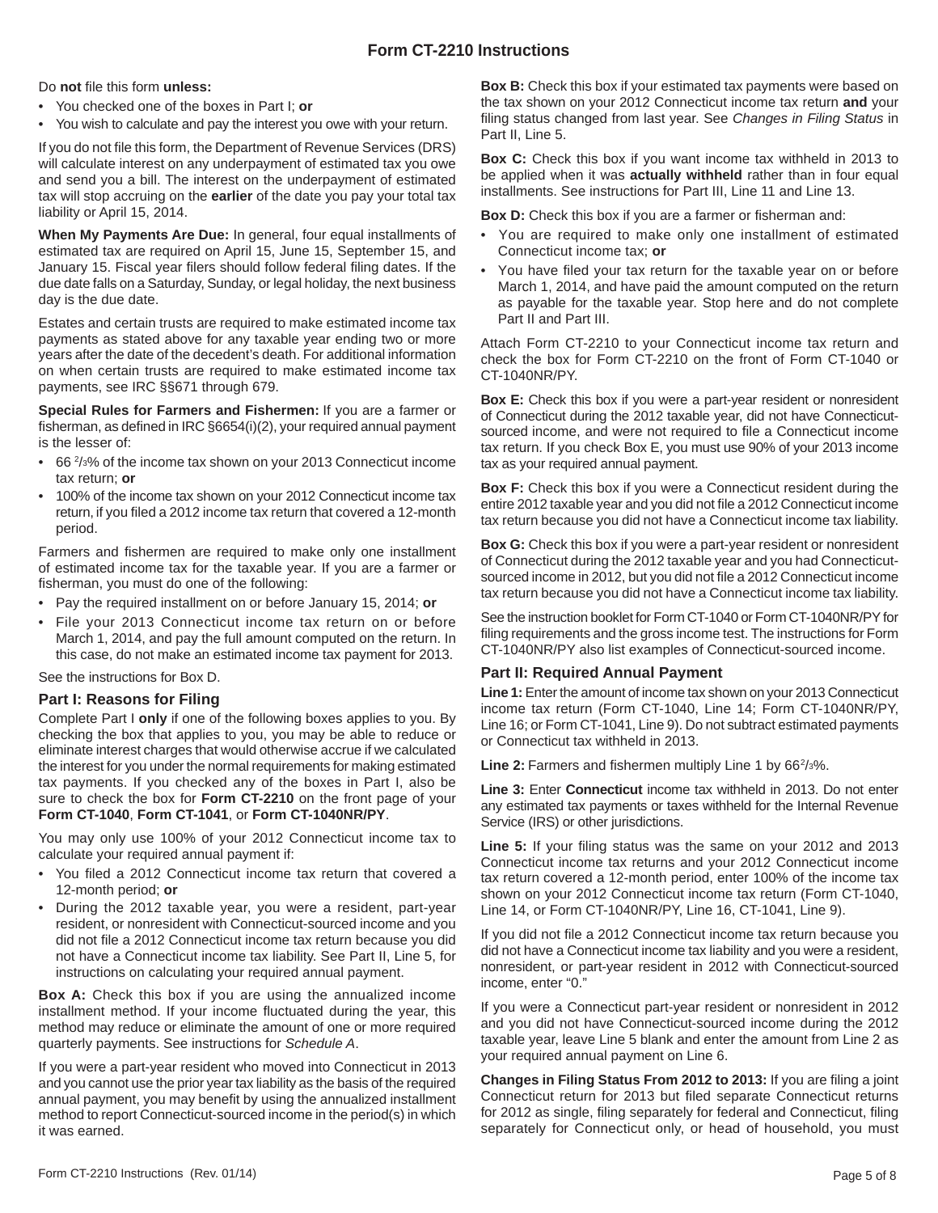# Form CT-2210 Instructions

Do **not** file this form **unless:**

- You checked one of the boxes in Part I; **or**
- You wish to calculate and pay the interest you owe with your return.

If you do not file this form, the Department of Revenue Services (DRS) will calculate interest on any underpayment of estimated tax you owe and send you a bill. The interest on the underpayment of estimated tax will stop accruing on the **earlier** of the date you pay your total tax liability or April 15, 2014.

**When My Payments Are Due:** In general, four equal installments of estimated tax are required on April 15, June 15, September 15, and January 15. Fiscal year filers should follow federal filing dates. If the due date falls on a Saturday, Sunday, or legal holiday, the next business day is the due date.

Estates and certain trusts are required to make estimated income tax payments as stated above for any taxable year ending two or more years after the date of the decedent's death. For additional information on when certain trusts are required to make estimated income tax payments, see IRC §§671 through 679.

**Special Rules for Farmers and Fishermen:** If you are a farmer or fisherman, as defined in IRC §6654(i)(2), your required annual payment is the lesser of:

- 66 2/3% of the income tax shown on your 2013 Connecticut income tax return; **or**
- 100% of the income tax shown on your 2012 Connecticut income tax return, if you filed a 2012 income tax return that covered a 12-month period.

Farmers and fishermen are required to make only one installment of estimated income tax for the taxable year. If you are a farmer or fisherman, you must do one of the following:

- Pay the required installment on or before January 15, 2014; **or**
- File your 2013 Connecticut income tax return on or before March 1, 2014, and pay the full amount computed on the return. In this case, do not make an estimated income tax payment for 2013.

See the instructions for Box D.

## Part I: Reasons for Filing

Complete Part I **only** if one of the following boxes applies to you. By checking the box that applies to you, you may be able to reduce or eliminate interest charges that would otherwise accrue if we calculated the interest for you under the normal requirements for making estimated tax payments. If you checked any of the boxes in Part I, also be sure to check the box for **Form CT-2210** on the front page of your **Form CT-1040**, **Form CT-1041**, or **Form CT-1040NR/PY**.

You may only use 100% of your 2012 Connecticut income tax to calculate your required annual payment if:

- You filed a 2012 Connecticut income tax return that covered a 12-month period; **or**
- During the 2012 taxable year, you were a resident, part-year resident, or nonresident with Connecticut-sourced income and you did not file a 2012 Connecticut income tax return because you did not have a Connecticut income tax liability. See Part II, Line 5, for instructions on calculating your required annual payment.

**Box A:** Check this box if you are using the annualized income installment method. If your income fluctuated during the year, this method may reduce or eliminate the amount of one or more required quarterly payments. See instructions for *Schedule A*.

If you were a part-year resident who moved into Connecticut in 2013 and you cannot use the prior year tax liability as the basis of the required annual payment, you may benefit by using the annualized installment method to report Connecticut-sourced income in the period(s) in which it was earned.

**Box B:** Check this box if your estimated tax payments were based on the tax shown on your 2012 Connecticut income tax return **and** your filing status changed from last year. See *Changes in Filing Status* in Part II, Line 5.

**Box C:** Check this box if you want income tax withheld in 2013 to be applied when it was **actually withheld** rather than in four equal installments. See instructions for Part III, Line 11 and Line 13.

**Box D:** Check this box if you are a farmer or fisherman and:

- You are required to make only one installment of estimated Connecticut income tax; **or**
- You have filed your tax return for the taxable year on or before March 1, 2014, and have paid the amount computed on the return as payable for the taxable year. Stop here and do not complete Part II and Part III.

Attach Form CT-2210 to your Connecticut income tax return and check the box for Form CT-2210 on the front of Form CT-1040 or CT-1040NR/PY.

**Box E:** Check this box if you were a part-year resident or nonresident of Connecticut during the 2012 taxable year, did not have Connecticut-sourced income, and were not required to file a Connecticut income tax return. If you check Box E, you must use 90% of your 2013 income tax as your required annual payment.

**Box F:** Check this box if you were a Connecticut resident during the entire 2012 taxable year and you did not file a 2012 Connecticut income tax return because you did not have a Connecticut income tax liability.

**Box G:** Check this box if you were a part-year resident or nonresident of Connecticut during the 2012 taxable year and you had Connecticut-sourced income in 2012, but you did not file a 2012 Connecticut income tax return because you did not have a Connecticut income tax liability.

See the instruction booklet for Form CT-1040 or Form CT-1040NR/PY for filing requirements and the gross income test. The instructions for Form CT-1040NR/PY also list examples of Connecticut-sourced income.

## Part II: Required Annual Payment

**Line 1:** Enter the amount of income tax shown on your 2013 Connecticut income tax return (Form CT-1040, Line 14; Form CT-1040NR/PY, Line 16; or Form CT-1041, Line 9). Do not subtract estimated payments or Connecticut tax withheld in 2013.

**Line 2:** Farmers and fishermen multiply Line 1 by 66 2/3%.

**Line 3:** Enter **Connecticut** income tax withheld in 2013. Do not enter any estimated tax payments or taxes withheld for the Internal Revenue Service (IRS) or other jurisdictions.

**Line 5:** If your filing status was the same on your 2012 and 2013 Connecticut income tax returns and your 2012 Connecticut income tax return covered a 12-month period, enter 100% of the income tax shown on your 2012 Connecticut income tax return (Form CT-1040, Line 14, or Form CT-1040NR/PY, Line 16, CT-1041, Line 9).

If you did not file a 2012 Connecticut income tax return because you did not have a Connecticut income tax liability and you were a resident, nonresident, or part-year resident in 2012 with Connecticut-sourced income, enter "0."

If you were a Connecticut part-year resident or nonresident in 2012 and you did not have Connecticut-sourced income during the 2012 taxable year, leave Line 5 blank and enter the amount from Line 2 as your required annual payment on Line 6.

**Changes in Filing Status From 2012 to 2013:** If you are filing a joint Connecticut return for 2013 but filed separate Connecticut returns for 2012 as single, filing separately for federal and Connecticut, filing separately for Connecticut only, or head of household, you must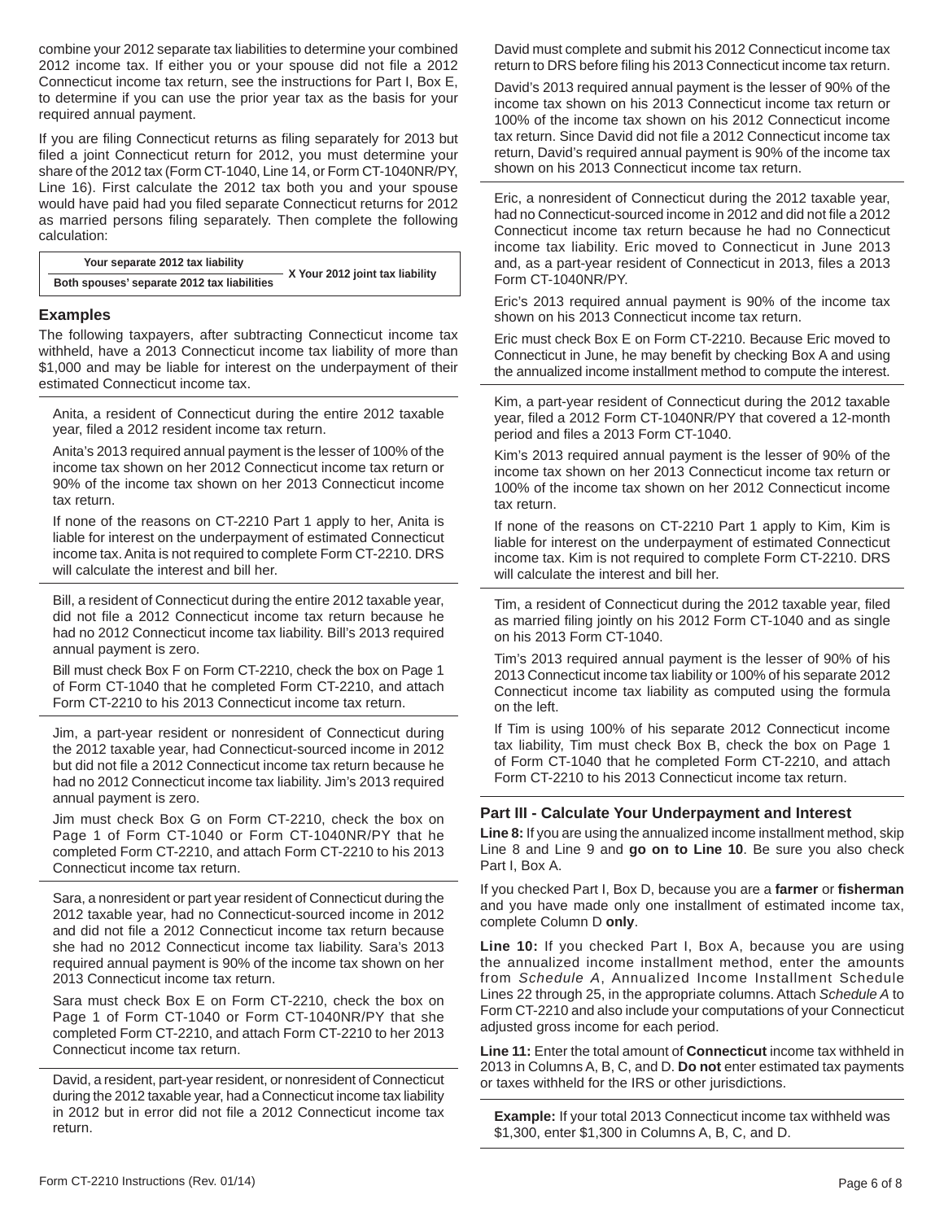combine your 2012 separate tax liabilities to determine your combined 2012 income tax. If either you or your spouse did not file a 2012 Connecticut income tax return, see the instructions for Part I, Box E, to determine if you can use the prior year tax as the basis for your required annual payment.

If you are filing Connecticut returns as filing separately for 2013 but filed a joint Connecticut return for 2012, you must determine your share of the 2012 tax (Form CT-1040, Line 14, or Form CT-1040NR/PY, Line 16). First calculate the 2012 tax both you and your spouse would have paid had you filed separate Connecticut returns for 2012 as married persons filing separately. Then complete the following calculation:

$$\frac{\text{Your separate 2012 tax liability}}{\text{Both spouses' separate 2012 tax liabilities}} \times \text{Your 2012 joint tax liability}$$

### Examples

The following taxpayers, after subtracting Connecticut income tax withheld, have a 2013 Connecticut income tax liability of more than $1,000 and may be liable for interest on the underpayment of their estimated Connecticut income tax.

Anita, a resident of Connecticut during the entire 2012 taxable year, filed a 2012 resident income tax return.

Anita's 2013 required annual payment is the lesser of 100% of the income tax shown on her 2012 Connecticut income tax return or 90% of the income tax shown on her 2013 Connecticut income tax return.

If none of the reasons on CT-2210 Part 1 apply to her, Anita is liable for interest on the underpayment of estimated Connecticut income tax. Anita is not required to complete Form CT-2210. DRS will calculate the interest and bill her.

Bill, a resident of Connecticut during the entire 2012 taxable year, did not file a 2012 Connecticut income tax return because he had no 2012 Connecticut income tax liability. Bill's 2013 required annual payment is zero.

Bill must check Box F on Form CT-2210, check the box on Page 1 of Form CT-1040 that he completed Form CT-2210, and attach Form CT-2210 to his 2013 Connecticut income tax return.

Jim, a part-year resident or nonresident of Connecticut during the 2012 taxable year, had Connecticut-sourced income in 2012 but did not file a 2012 Connecticut income tax return because he had no 2012 Connecticut income tax liability. Jim's 2013 required annual payment is zero.

Jim must check Box G on Form CT-2210, check the box on Page 1 of Form CT-1040 or Form CT-1040NR/PY that he completed Form CT-2210, and attach Form CT-2210 to his 2013 Connecticut income tax return.

Sara, a nonresident or part year resident of Connecticut during the 2012 taxable year, had no Connecticut-sourced income in 2012 and did not file a 2012 Connecticut income tax return because she had no 2012 Connecticut income tax liability. Sara's 2013 required annual payment is 90% of the income tax shown on her 2013 Connecticut income tax return.

Sara must check Box E on Form CT-2210, check the box on Page 1 of Form CT-1040 or Form CT-1040NR/PY that she completed Form CT-2210, and attach Form CT-2210 to her 2013 Connecticut income tax return.

David, a resident, part-year resident, or nonresident of Connecticut during the 2012 taxable year, had a Connecticut income tax liability in 2012 but in error did not file a 2012 Connecticut income tax return.

David must complete and submit his 2012 Connecticut income tax return to DRS before filing his 2013 Connecticut income tax return.

David's 2013 required annual payment is the lesser of 90% of the income tax shown on his 2013 Connecticut income tax return or 100% of the income tax shown on his 2012 Connecticut income tax return. Since David did not file a 2012 Connecticut income tax return, David's required annual payment is 90% of the income tax shown on his 2013 Connecticut income tax return.

Eric, a nonresident of Connecticut during the 2012 taxable year, had no Connecticut-sourced income in 2012 and did not file a 2012 Connecticut income tax return because he had no Connecticut income tax liability. Eric moved to Connecticut in June 2013 and, as a part-year resident of Connecticut in 2013, files a 2013 Form CT-1040NR/PY.

Eric's 2013 required annual payment is 90% of the income tax shown on his 2013 Connecticut income tax return.

Eric must check Box E on Form CT-2210. Because Eric moved to Connecticut in June, he may benefit by checking Box A and using the annualized income installment method to compute the interest.

Kim, a part-year resident of Connecticut during the 2012 taxable year, filed a 2012 Form CT-1040NR/PY that covered a 12-month period and files a 2013 Form CT-1040.

Kim's 2013 required annual payment is the lesser of 90% of the income tax shown on her 2013 Connecticut income tax return or 100% of the income tax shown on her 2012 Connecticut income tax return.

If none of the reasons on CT-2210 Part 1 apply to Kim, Kim is liable for interest on the underpayment of estimated Connecticut income tax. Kim is not required to complete Form CT-2210. DRS will calculate the interest and bill her.

Tim, a resident of Connecticut during the 2012 taxable year, filed as married filing jointly on his 2012 Form CT-1040 and as single on his 2013 Form CT-1040.

Tim's 2013 required annual payment is the lesser of 90% of his 2013 Connecticut income tax liability or 100% of his separate 2012 Connecticut income tax liability as computed using the formula on the left.

If Tim is using 100% of his separate 2012 Connecticut income tax liability, Tim must check Box B, check the box on Page 1 of Form CT-1040 that he completed Form CT-2210, and attach Form CT-2210 to his 2013 Connecticut income tax return.

### Part III - Calculate Your Underpayment and Interest

**Line 8:** If you are using the annualized income installment method, skip Line 8 and Line 9 and **go on to Line 10**. Be sure you also check Part I, Box A.

If you checked Part I, Box D, because you are a **farmer** or **fisherman** and you have made only one installment of estimated income tax, complete Column D **only**.

**Line 10:** If you checked Part I, Box A, because you are using the annualized income installment method, enter the amounts from *Schedule A*, Annualized Income Installment Schedule Lines 22 through 25, in the appropriate columns. Attach *Schedule A* to Form CT-2210 and also include your computations of your Connecticut adjusted gross income for each period.

**Line 11:** Enter the total amount of **Connecticut** income tax withheld in 2013 in Columns A, B, C, and D. **Do not** enter estimated tax payments or taxes withheld for the IRS or other jurisdictions.

**Example:** If your total 2013 Connecticut income tax withheld was $1,300, enter $1,300 in Columns A, B, C, and D.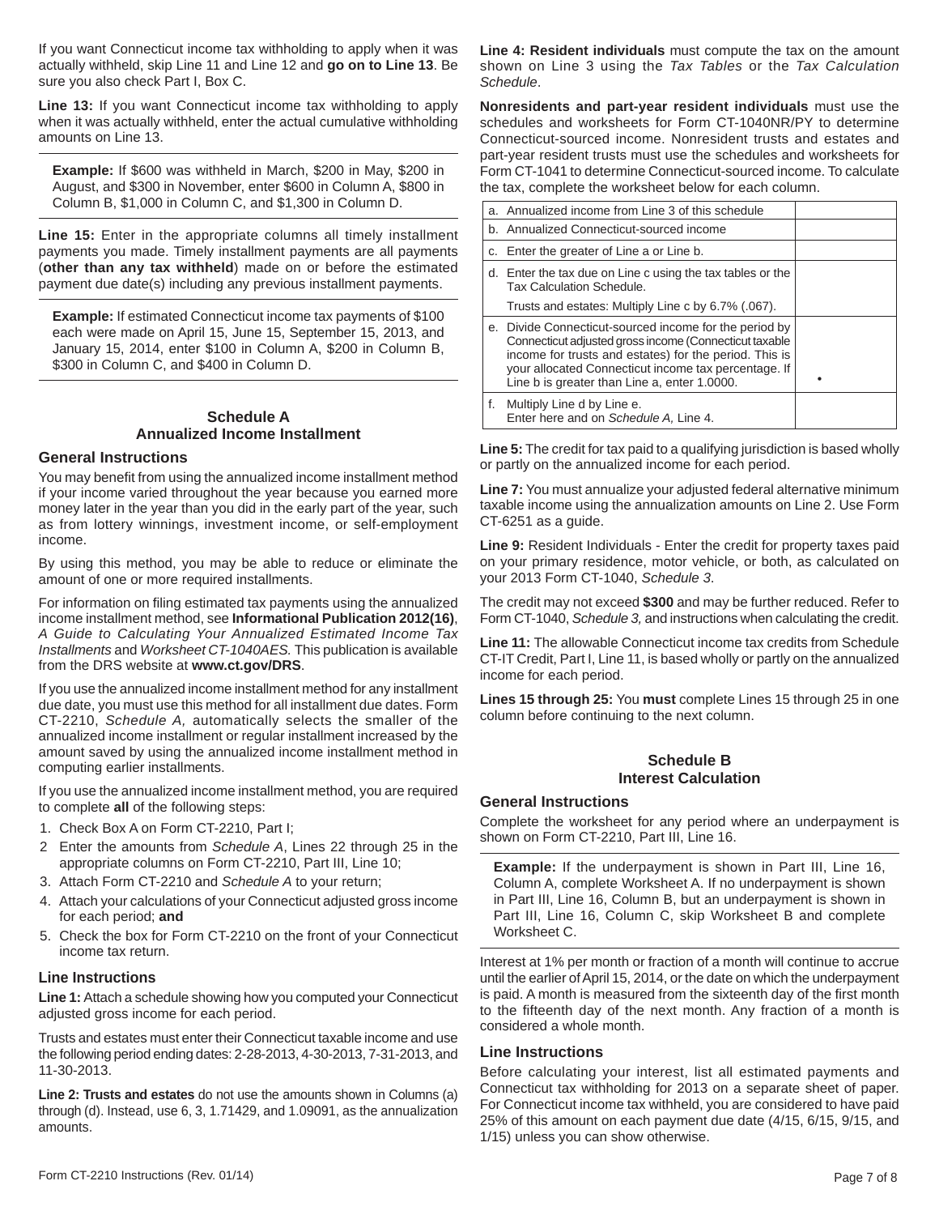If you want Connecticut income tax withholding to apply when it was actually withheld, skip Line 11 and Line 12 and **go on to Line 13**. Be sure you also check Part I, Box C.

**Line 13:** If you want Connecticut income tax withholding to apply when it was actually withheld, enter the actual cumulative withholding amounts on Line 13.

> **Example:** If $600 was withheld in March, $200 in May, $200 in August, and $300 in November, enter $600 in Column A, $800 in Column B, $1,000 in Column C, and $1,300 in Column D.

**Line 15:** Enter in the appropriate columns all timely installment payments you made. Timely installment payments are all payments (**other than any tax withheld**) made on or before the estimated payment due date(s) including any previous installment payments.

> **Example:** If estimated Connecticut income tax payments of $100 each were made on April 15, June 15, September 15, 2013, and January 15, 2014, enter $100 in Column A, $200 in Column B, $300 in Column C, and $400 in Column D.

## Schedule A
## Annualized Income Installment

### General Instructions

You may benefit from using the annualized income installment method if your income varied throughout the year because you earned more money later in the year than you did in the early part of the year, such as from lottery winnings, investment income, or self-employment income.

By using this method, you may be able to reduce or eliminate the amount of one or more required installments.

For information on filing estimated tax payments using the annualized income installment method, see **Informational Publication 2012(16)**, *A Guide to Calculating Your Annualized Estimated Income Tax Installments* and *Worksheet CT-1040AES.* This publication is available from the DRS website at **www.ct.gov/DRS**.

If you use the annualized income installment method for any installment due date, you must use this method for all installment due dates. Form CT-2210, *Schedule A,* automatically selects the smaller of the annualized income installment or regular installment increased by the amount saved by using the annualized income installment method in computing earlier installments.

If you use the annualized income installment method, you are required to complete **all** of the following steps:

1. Check Box A on Form CT-2210, Part I;
2. Enter the amounts from *Schedule A*, Lines 22 through 25 in the appropriate columns on Form CT-2210, Part III, Line 10;
3. Attach Form CT-2210 and *Schedule A* to your return;
4. Attach your calculations of your Connecticut adjusted gross income for each period; **and**
5. Check the box for Form CT-2210 on the front of your Connecticut income tax return.

### Line Instructions

**Line 1:** Attach a schedule showing how you computed your Connecticut adjusted gross income for each period.

Trusts and estates must enter their Connecticut taxable income and use the following period ending dates: 2-28-2013, 4-30-2013, 7-31-2013, and 11-30-2013.

**Line 2: Trusts and estates** do not use the amounts shown in Columns (a) through (d). Instead, use 6, 3, 1.71429, and 1.09091, as the annualization amounts.

**Line 4: Resident individuals** must compute the tax on the amount shown on Line 3 using the *Tax Tables* or the *Tax Calculation Schedule*.

**Nonresidents and part-year resident individuals** must use the schedules and worksheets for Form CT-1040NR/PY to determine Connecticut-sourced income. Nonresident trusts and estates and part-year resident trusts must use the schedules and worksheets for Form CT-1041 to determine Connecticut-sourced income. To calculate the tax, complete the worksheet below for each column.

| | |
|---|---|
| a. Annualized income from Line 3 of this schedule | |
| b. Annualized Connecticut-sourced income | |
| c. Enter the greater of Line a or Line b. | |
| d. Enter the tax due on Line c using the tax tables or the Tax Calculation Schedule. Trusts and estates: Multiply Line c by 6.7% (.067). | |
| e. Divide Connecticut-sourced income for the period by Connecticut adjusted gross income (Connecticut taxable income for trusts and estates) for the period. This is your allocated Connecticut income tax percentage. If Line b is greater than Line a, enter 1.0000. | • |
| f. Multiply Line d by Line e. Enter here and on *Schedule A,* Line 4. | |

**Line 5:** The credit for tax paid to a qualifying jurisdiction is based wholly or partly on the annualized income for each period.

**Line 7:** You must annualize your adjusted federal alternative minimum taxable income using the annualization amounts on Line 2. Use Form CT-6251 as a guide.

**Line 9:** Resident Individuals - Enter the credit for property taxes paid on your primary residence, motor vehicle, or both, as calculated on your 2013 Form CT-1040, *Schedule 3.*

The credit may not exceed **$300** and may be further reduced. Refer to Form CT-1040, *Schedule 3,* and instructions when calculating the credit.

**Line 11:** The allowable Connecticut income tax credits from Schedule CT-IT Credit, Part I, Line 11, is based wholly or partly on the annualized income for each period.

**Lines 15 through 25:** You **must** complete Lines 15 through 25 in one column before continuing to the next column.

## Schedule B
## Interest Calculation

### General Instructions

Complete the worksheet for any period where an underpayment is shown on Form CT-2210, Part III, Line 16.

> **Example:** If the underpayment is shown in Part III, Line 16, Column A, complete Worksheet A. If no underpayment is shown in Part III, Line 16, Column B, but an underpayment is shown in Part III, Line 16, Column C, skip Worksheet B and complete Worksheet C.

Interest at 1% per month or fraction of a month will continue to accrue until the earlier of April 15, 2014, or the date on which the underpayment is paid. A month is measured from the sixteenth day of the first month to the fifteenth day of the next month. Any fraction of a month is considered a whole month.

### Line Instructions

Before calculating your interest, list all estimated payments and Connecticut tax withholding for 2013 on a separate sheet of paper. For Connecticut income tax withheld, you are considered to have paid 25% of this amount on each payment due date (4/15, 6/15, 9/15, and 1/15) unless you can show otherwise.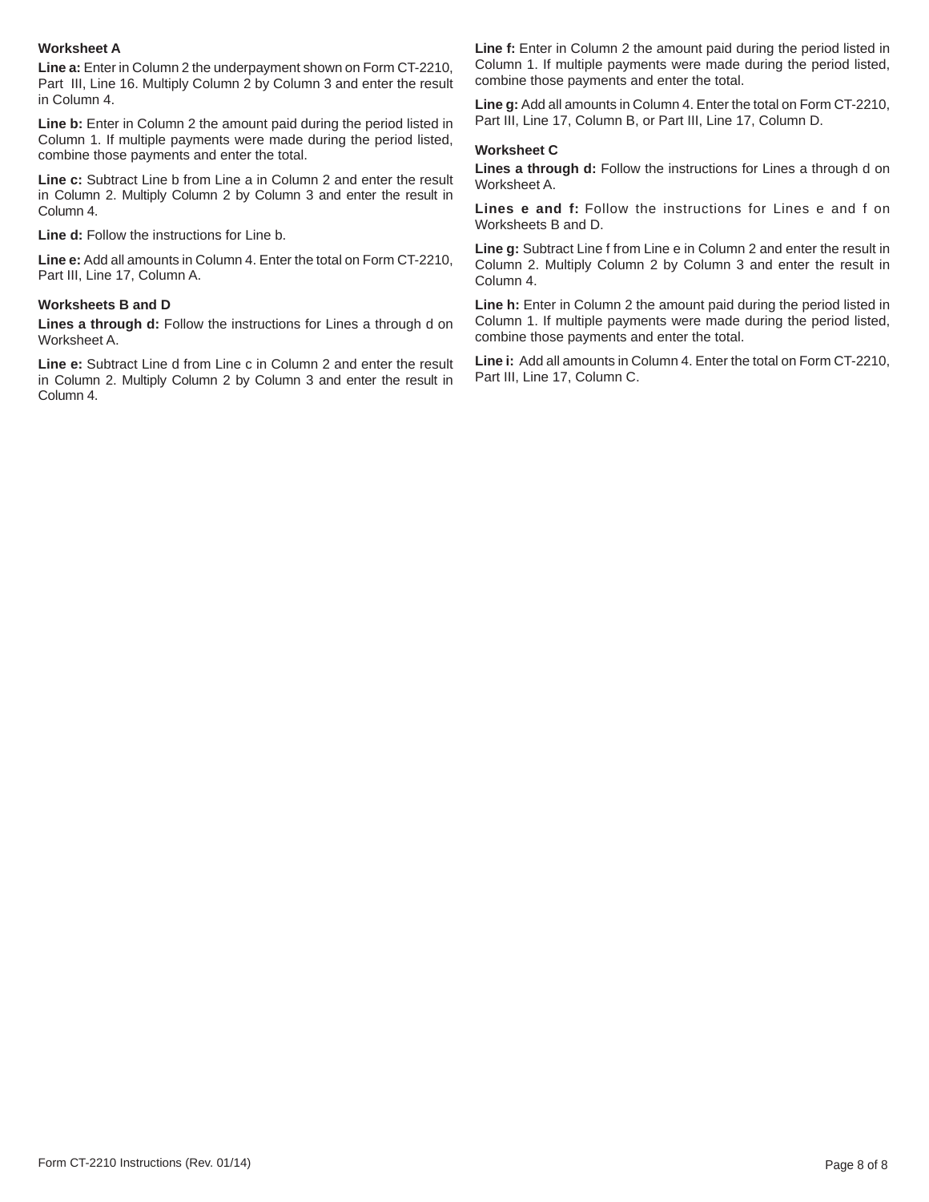**Worksheet A**

**Line a:** Enter in Column 2 the underpayment shown on Form CT-2210, Part III, Line 16. Multiply Column 2 by Column 3 and enter the result in Column 4.

**Line b:** Enter in Column 2 the amount paid during the period listed in Column 1. If multiple payments were made during the period listed, combine those payments and enter the total.

**Line c:** Subtract Line b from Line a in Column 2 and enter the result in Column 2. Multiply Column 2 by Column 3 and enter the result in Column 4.

**Line d:** Follow the instructions for Line b.

**Line e:** Add all amounts in Column 4. Enter the total on Form CT-2210, Part III, Line 17, Column A.

**Worksheets B and D**

**Lines a through d:** Follow the instructions for Lines a through d on Worksheet A.

**Line e:** Subtract Line d from Line c in Column 2 and enter the result in Column 2. Multiply Column 2 by Column 3 and enter the result in Column 4.

**Line f:** Enter in Column 2 the amount paid during the period listed in Column 1. If multiple payments were made during the period listed, combine those payments and enter the total.

**Line g:** Add all amounts in Column 4. Enter the total on Form CT-2210, Part III, Line 17, Column B, or Part III, Line 17, Column D.

**Worksheet C**

**Lines a through d:** Follow the instructions for Lines a through d on Worksheet A.

**Lines e and f:** Follow the instructions for Lines e and f on Worksheets B and D.

**Line g:** Subtract Line f from Line e in Column 2 and enter the result in Column 2. Multiply Column 2 by Column 3 and enter the result in Column 4.

**Line h:** Enter in Column 2 the amount paid during the period listed in Column 1. If multiple payments were made during the period listed, combine those payments and enter the total.

**Line i:** Add all amounts in Column 4. Enter the total on Form CT-2210, Part III, Line 17, Column C.